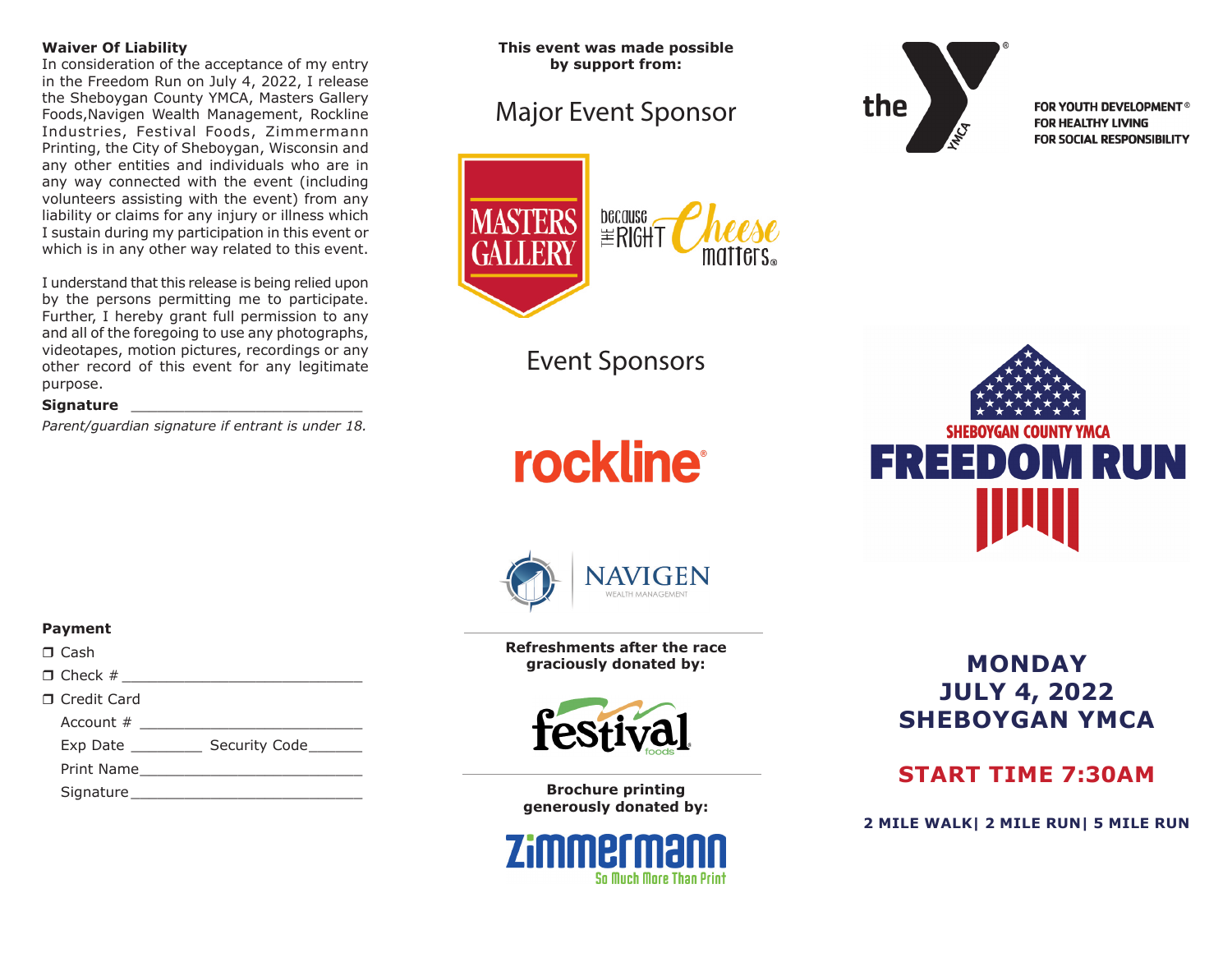**Waiver Of Liability**

In consideration of the acceptance of my entry in the Freedom Run on July 4, 2022, I release the Sheboygan County YMCA, Masters Gallery Foods,Navigen Wealth Management, Rockline Industries, Festival Foods, Zimmermann Printing, the City of Sheboygan, Wisconsin and any other entities and individuals who are in any way connected with the event (including volunteers assisting with the event) from any liability or claims for any injury or illness which I sustain during my participation in this event or which is in any other way related to this event.

I understand that this release is being relied upon by the persons permitting me to participate. Further, I hereby grant full permission to any and all of the foregoing to use any photographs, videotapes, motion pictures, recordings or any other record of this event for any legitimate purpose.

**Signature** __________________________

*Parent/guardian signature if entrant is under 18.*

**Payment**

- ❒ Cash
- ❒ Check # ____________________________
- ❒ Credit Card
  - Account # __________________________
  - Exp Date ________ Security Code______
  - Print Name__________________________
  - Signature___________________________

**This event was made possible by support from:**

## Major Event Sponsor

MASTERS GALLERY — because THE RIGHT Cheese matters®

## Event Sponsors

rockline®

NAVIGEN WEALTH MANAGEMENT

**Refreshments after the race graciously donated by:**

festival foods

**Brochure printing generously donated by:**

Zimmermann — So Much More Than Print

the YMCA® — FOR YOUTH DEVELOPMENT® / FOR HEALTHY LIVING / FOR SOCIAL RESPONSIBILITY

SHEBOYGAN COUNTY YMCA

# FREEDOM RUN

## MONDAY JULY 4, 2022 SHEBOYGAN YMCA

## START TIME 7:30AM

**2 MILE WALK| 2 MILE RUN| 5 MILE RUN**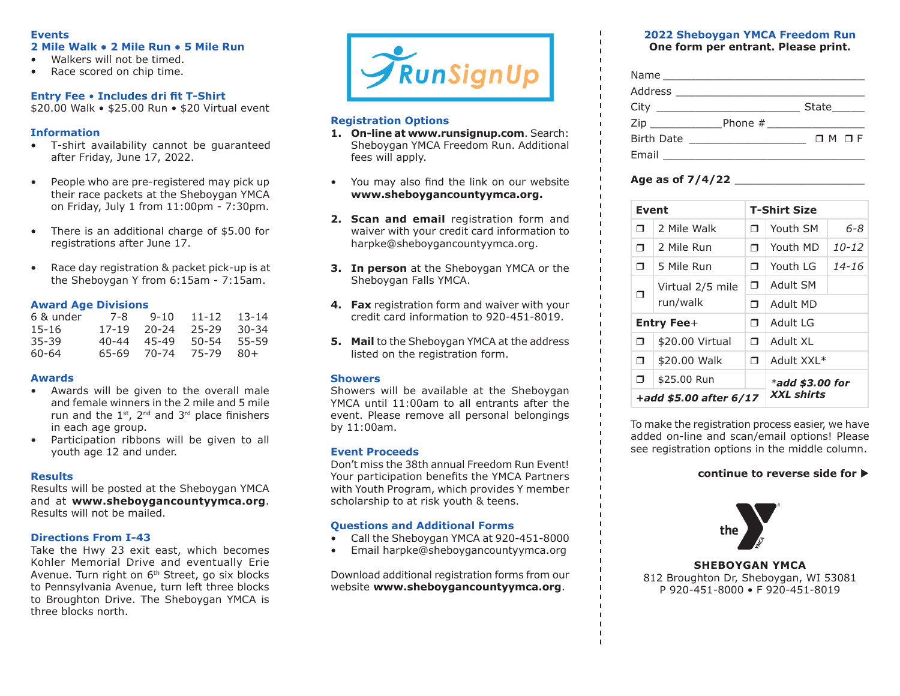## Events

**2 Mile Walk • 2 Mile Run • 5 Mile Run**

- Walkers will not be timed.
- Race scored on chip time.

## Entry Fee • Includes dri fit T-Shirt

$20.00 Walk • $25.00 Run • $20 Virtual event

## Information

- T-shirt availability cannot be guaranteed after Friday, June 17, 2022.
- People who are pre-registered may pick up their race packets at the Sheboygan YMCA on Friday, July 1 from 11:00pm - 7:30pm.
- There is an additional charge of $5.00 for registrations after June 17.
- Race day registration & packet pick-up is at the Sheboygan Y from 6:15am - 7:15am.

## Award Age Divisions

| | | | | |
|---|---|---|---|---|
| 6 & under | 7-8 | 9-10 | 11-12 | 13-14 |
| 15-16 | 17-19 | 20-24 | 25-29 | 30-34 |
| 35-39 | 40-44 | 45-49 | 50-54 | 55-59 |
| 60-64 | 65-69 | 70-74 | 75-79 | 80+ |

## Awards

- Awards will be given to the overall male and female winners in the 2 mile and 5 mile run and the 1st, 2nd and 3rd place finishers in each age group.
- Participation ribbons will be given to all youth age 12 and under.

## Results

Results will be posted at the Sheboygan YMCA and at **www.sheboygancountyymca.org**. Results will not be mailed.

## Directions From I-43

Take the Hwy 23 exit east, which becomes Kohler Memorial Drive and eventually Erie Avenue. Turn right on 6th Street, go six blocks to Pennsylvania Avenue, turn left three blocks to Broughton Drive. The Sheboygan YMCA is three blocks north.

RunSignUp

## Registration Options

1. **On-line at www.runsignup.com**. Search: Sheboygan YMCA Freedom Run. Additional fees will apply.
   - You may also find the link on our website **www.sheboygancountyymca.org.**
2. **Scan and email** registration form and waiver with your credit card information to harpke@sheboygancountyymca.org.
3. **In person** at the Sheboygan YMCA or the Sheboygan Falls YMCA.
4. **Fax** registration form and waiver with your credit card information to 920-451-8019.
5. **Mail** to the Sheboygan YMCA at the address listed on the registration form.

## Showers

Showers will be available at the Sheboygan YMCA until 11:00am to all entrants after the event. Please remove all personal belongings by 11:00am.

## Event Proceeds

Don't miss the 38th annual Freedom Run Event! Your participation benefits the YMCA Partners with Youth Program, which provides Y member scholarship to at risk youth & teens.

## Questions and Additional Forms

- Call the Sheboygan YMCA at 920-451-8000
- Email harpke@sheboygancountyymca.org

Download additional registration forms from our website **www.sheboygancountyymca.org**.

## 2022 Sheboygan YMCA Freedom Run

**One form per entrant. Please print.**

Name ________________________________

Address ______________________________

City ______________________ State______

Zip ___________Phone # ________________

Birth Date ___________________ ❒ M ❒ F

Email ________________________________

**Age as of 7/4/22** ___________________

| Event | | T-Shirt Size | | |
|---|---|---|---|---|
| ❒ | 2 Mile Walk | ❒ | Youth SM | *6-8* |
| ❒ | 2 Mile Run | ❒ | Youth MD | *10-12* |
| ❒ | 5 Mile Run | ❒ | Youth LG | *14-16* |
| ❒ | Virtual 2/5 mile run/walk | ❒ | Adult SM | |
| | | ❒ | Adult MD | |
| **Entry Fee+** | | ❒ | Adult LG | |
| ❒ | $20.00 Virtual | ❒ | Adult XL | |
| ❒ | $20.00 Walk | ❒ | Adult XXL* | |
| ❒ | $25.00 Run | | ****add $3.00 for XXL shirts*** | |
| ***+add $5.00 after 6/17*** | | | | |

To make the registration process easier, we have added on-line and scan/email options! Please see registration options in the middle column.

**continue to reverse side for ▶**

the YMCA

**SHEBOYGAN YMCA**

812 Broughton Dr, Sheboygan, WI 53081

P 920-451-8000 • F 920-451-8019